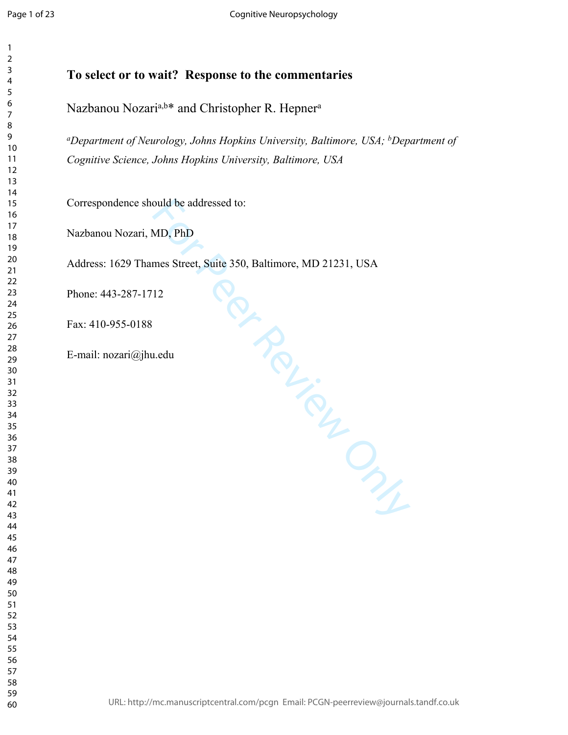# To select or to wait? Response to the commentaries

Nazbanou Nozari[a,b]* and Christopher R. Hepner[a]

*[a]Department of Neurology, Johns Hopkins University, Baltimore, USA; [b]Department of Cognitive Science, Johns Hopkins University, Baltimore, USA*

Correspondence should be addressed to:

Nazbanou Nozari, MD, PhD

Address: 1629 Thames Street, Suite 350, Baltimore, MD 21231, USA

Phone: 443-287-1712

Fax: 410-955-0188

E-mail: nozari@jhu.edu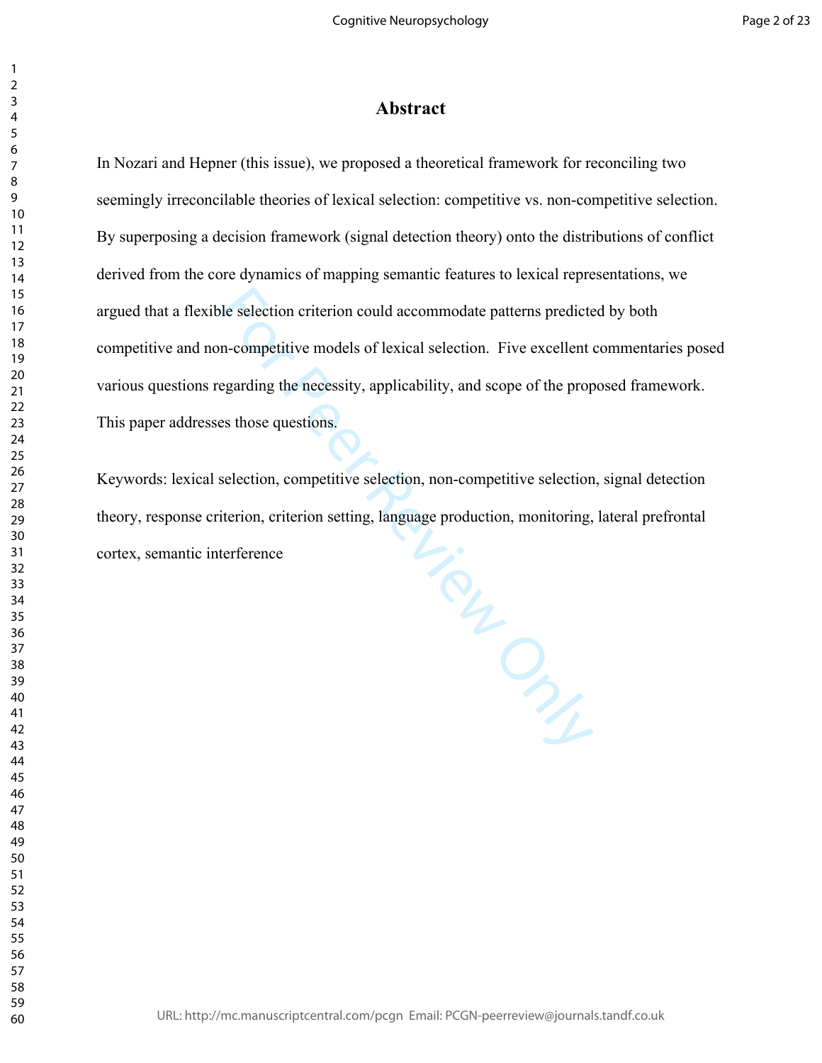# Abstract

In Nozari and Hepner (this issue), we proposed a theoretical framework for reconciling two seemingly irreconcilable theories of lexical selection: competitive vs. non-competitive selection. By superposing a decision framework (signal detection theory) onto the distributions of conflict derived from the core dynamics of mapping semantic features to lexical representations, we argued that a flexible selection criterion could accommodate patterns predicted by both competitive and non-competitive models of lexical selection. Five excellent commentaries posed various questions regarding the necessity, applicability, and scope of the proposed framework. This paper addresses those questions.

Keywords: lexical selection, competitive selection, non-competitive selection, signal detection theory, response criterion, criterion setting, language production, monitoring, lateral prefrontal cortex, semantic interference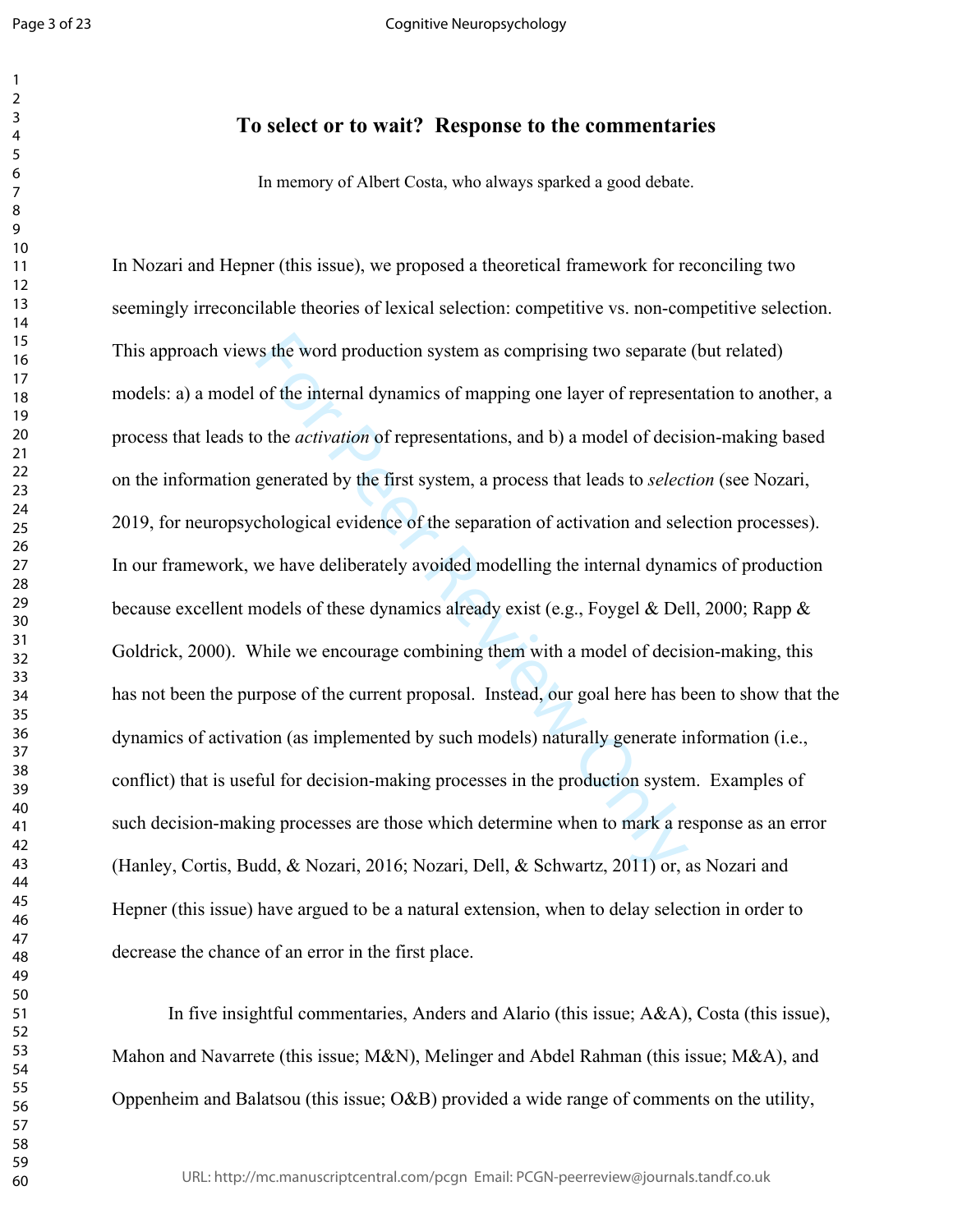# To select or to wait? Response to the commentaries

In memory of Albert Costa, who always sparked a good debate.

In Nozari and Hepner (this issue), we proposed a theoretical framework for reconciling two seemingly irreconcilable theories of lexical selection: competitive vs. non-competitive selection. This approach views the word production system as comprising two separate (but related) models: a) a model of the internal dynamics of mapping one layer of representation to another, a process that leads to the *activation* of representations, and b) a model of decision-making based on the information generated by the first system, a process that leads to *selection* (see Nozari, 2019, for neuropsychological evidence of the separation of activation and selection processes). In our framework, we have deliberately avoided modelling the internal dynamics of production because excellent models of these dynamics already exist (e.g., Foygel & Dell, 2000; Rapp & Goldrick, 2000). While we encourage combining them with a model of decision-making, this has not been the purpose of the current proposal. Instead, our goal here has been to show that the dynamics of activation (as implemented by such models) naturally generate information (i.e., conflict) that is useful for decision-making processes in the production system. Examples of such decision-making processes are those which determine when to mark a response as an error (Hanley, Cortis, Budd, & Nozari, 2016; Nozari, Dell, & Schwartz, 2011) or, as Nozari and Hepner (this issue) have argued to be a natural extension, when to delay selection in order to decrease the chance of an error in the first place.

In five insightful commentaries, Anders and Alario (this issue; A&A), Costa (this issue), Mahon and Navarrete (this issue; M&N), Melinger and Abdel Rahman (this issue; M&A), and Oppenheim and Balatsou (this issue; O&B) provided a wide range of comments on the utility,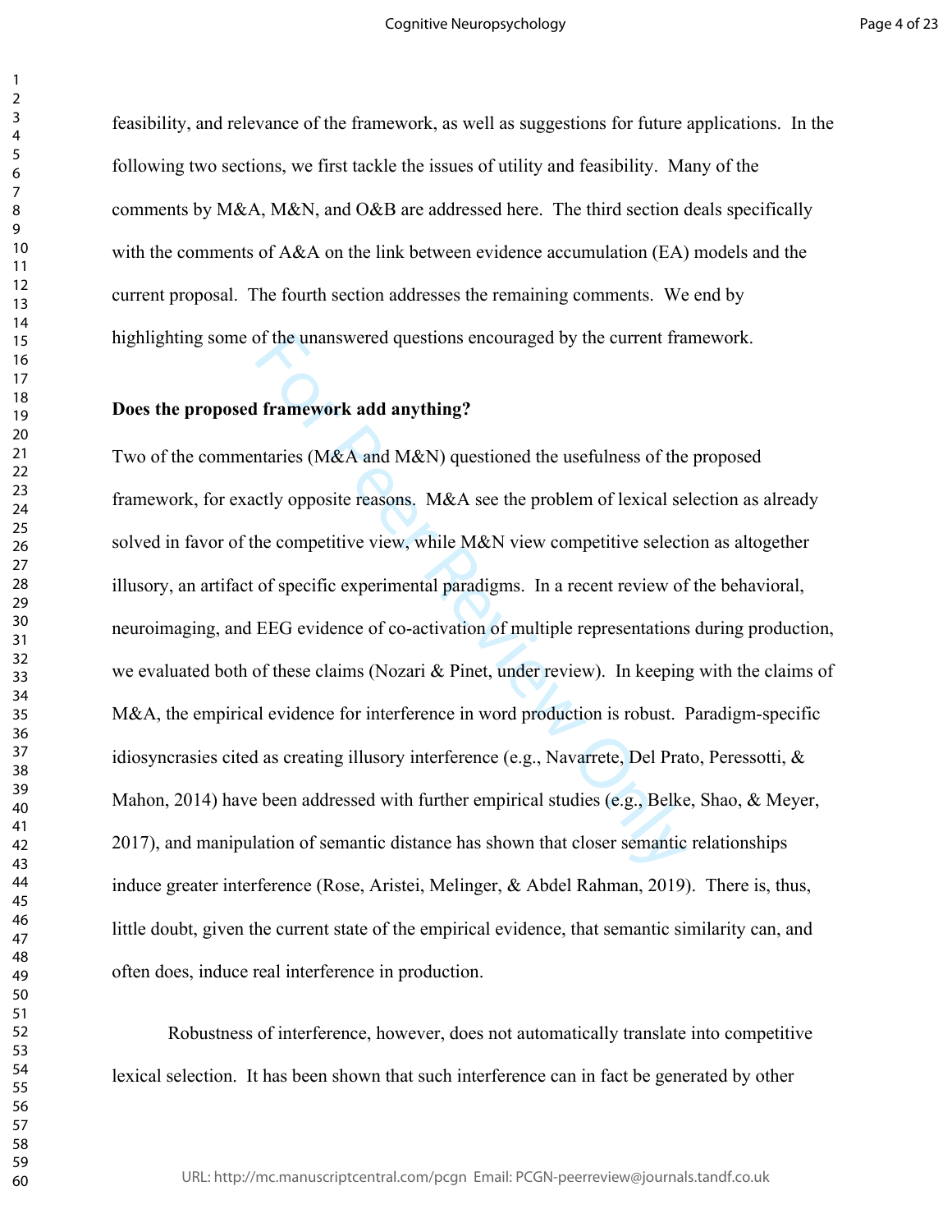feasibility, and relevance of the framework, as well as suggestions for future applications. In the following two sections, we first tackle the issues of utility and feasibility. Many of the comments by M&A, M&N, and O&B are addressed here. The third section deals specifically with the comments of A&A on the link between evidence accumulation (EA) models and the current proposal. The fourth section addresses the remaining comments. We end by highlighting some of the unanswered questions encouraged by the current framework.

**Does the proposed framework add anything?**

Two of the commentaries (M&A and M&N) questioned the usefulness of the proposed framework, for exactly opposite reasons. M&A see the problem of lexical selection as already solved in favor of the competitive view, while M&N view competitive selection as altogether illusory, an artifact of specific experimental paradigms. In a recent review of the behavioral, neuroimaging, and EEG evidence of co-activation of multiple representations during production, we evaluated both of these claims (Nozari & Pinet, under review). In keeping with the claims of M&A, the empirical evidence for interference in word production is robust. Paradigm-specific idiosyncrasies cited as creating illusory interference (e.g., Navarrete, Del Prato, Peressotti, & Mahon, 2014) have been addressed with further empirical studies (e.g., Belke, Shao, & Meyer, 2017), and manipulation of semantic distance has shown that closer semantic relationships induce greater interference (Rose, Aristei, Melinger, & Abdel Rahman, 2019). There is, thus, little doubt, given the current state of the empirical evidence, that semantic similarity can, and often does, induce real interference in production.

Robustness of interference, however, does not automatically translate into competitive lexical selection. It has been shown that such interference can in fact be generated by other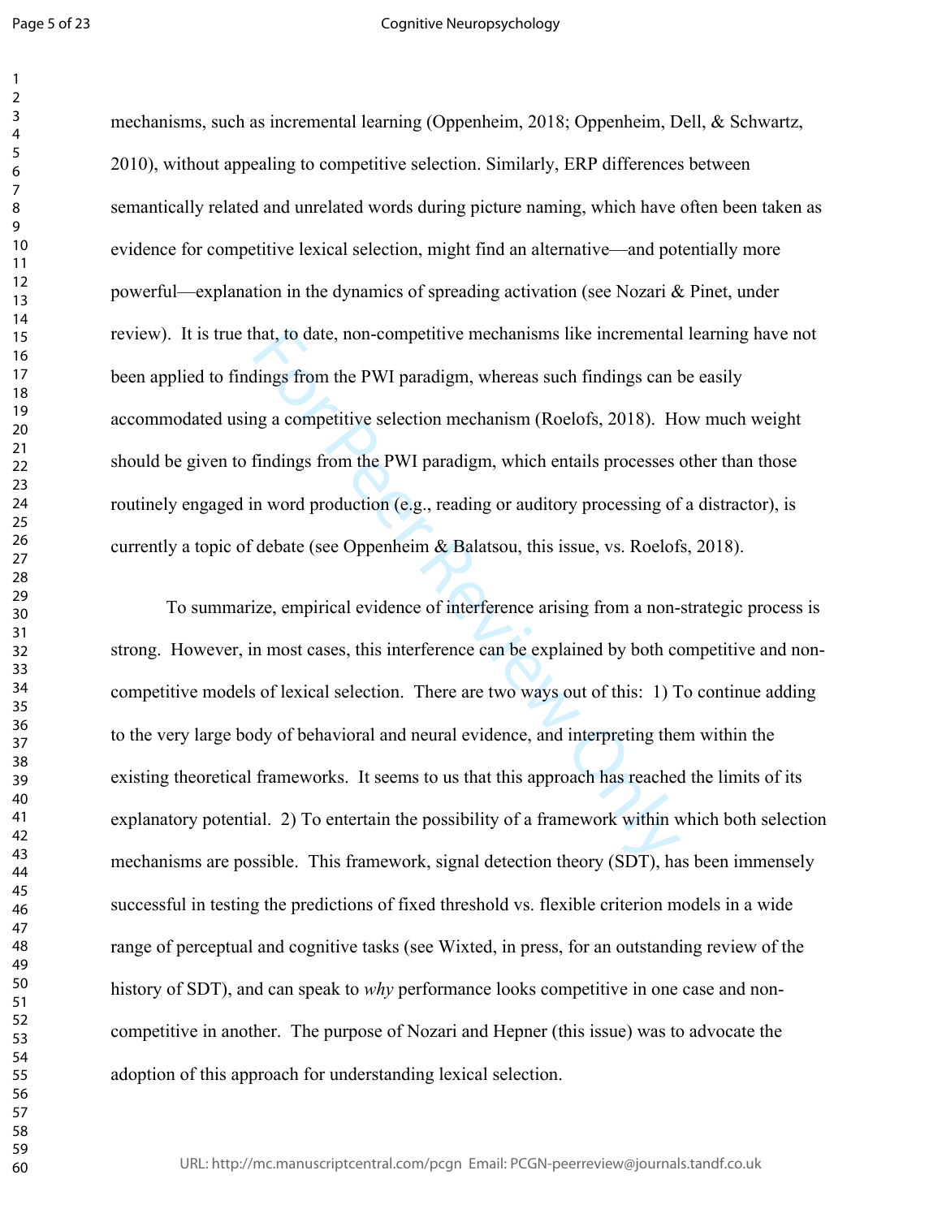mechanisms, such as incremental learning (Oppenheim, 2018; Oppenheim, Dell, & Schwartz, 2010), without appealing to competitive selection. Similarly, ERP differences between semantically related and unrelated words during picture naming, which have often been taken as evidence for competitive lexical selection, might find an alternative—and potentially more powerful—explanation in the dynamics of spreading activation (see Nozari & Pinet, under review). It is true that, to date, non-competitive mechanisms like incremental learning have not been applied to findings from the PWI paradigm, whereas such findings can be easily accommodated using a competitive selection mechanism (Roelofs, 2018). How much weight should be given to findings from the PWI paradigm, which entails processes other than those routinely engaged in word production (e.g., reading or auditory processing of a distractor), is currently a topic of debate (see Oppenheim & Balatsou, this issue, vs. Roelofs, 2018).

To summarize, empirical evidence of interference arising from a non-strategic process is strong. However, in most cases, this interference can be explained by both competitive and non-competitive models of lexical selection. There are two ways out of this: 1) To continue adding to the very large body of behavioral and neural evidence, and interpreting them within the existing theoretical frameworks. It seems to us that this approach has reached the limits of its explanatory potential. 2) To entertain the possibility of a framework within which both selection mechanisms are possible. This framework, signal detection theory (SDT), has been immensely successful in testing the predictions of fixed threshold vs. flexible criterion models in a wide range of perceptual and cognitive tasks (see Wixted, in press, for an outstanding review of the history of SDT), and can speak to *why* performance looks competitive in one case and non-competitive in another. The purpose of Nozari and Hepner (this issue) was to advocate the adoption of this approach for understanding lexical selection.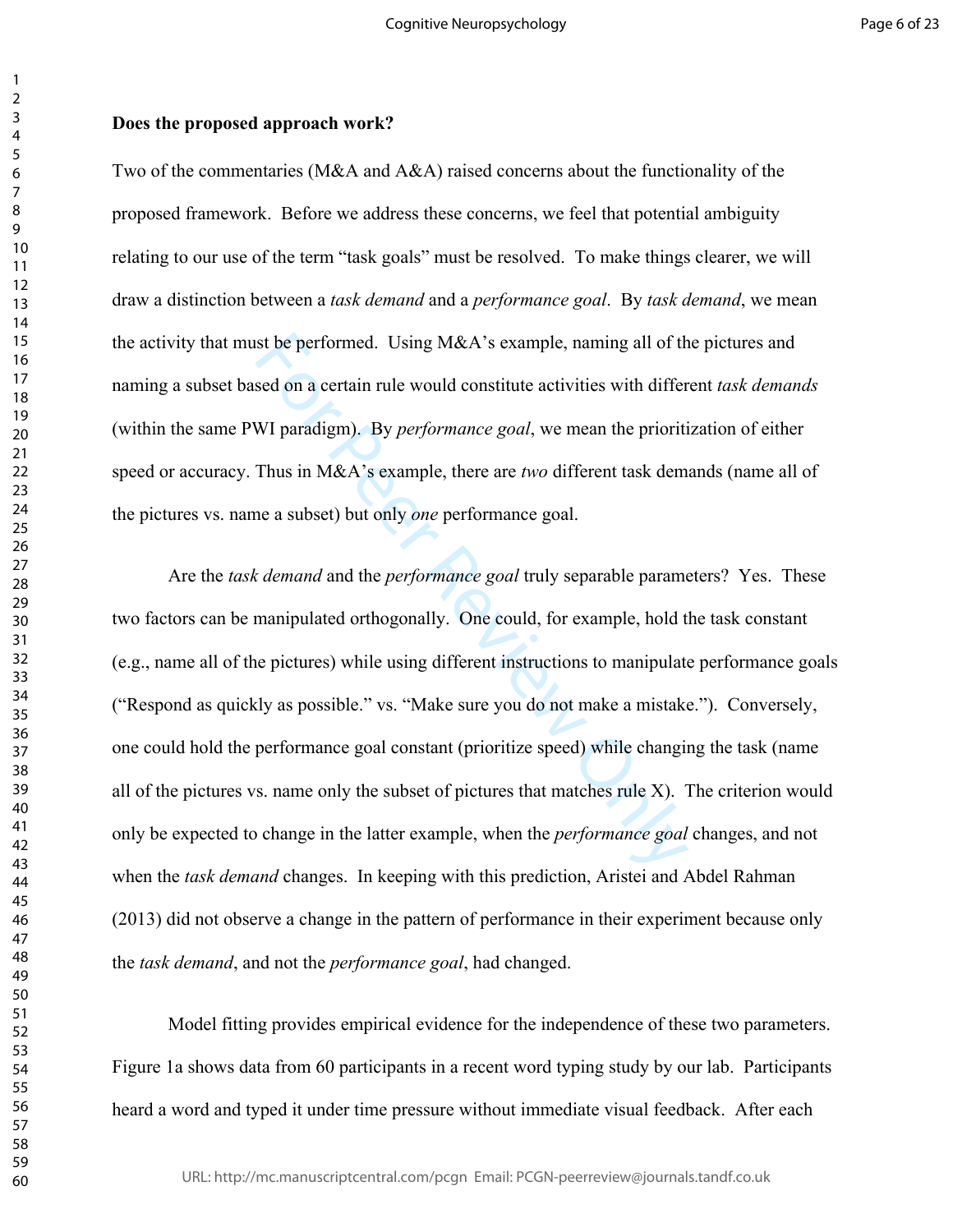**Does the proposed approach work?**

Two of the commentaries (M&A and A&A) raised concerns about the functionality of the proposed framework. Before we address these concerns, we feel that potential ambiguity relating to our use of the term "task goals" must be resolved. To make things clearer, we will draw a distinction between a *task demand* and a *performance goal*. By *task demand*, we mean the activity that must be performed. Using M&A's example, naming all of the pictures and naming a subset based on a certain rule would constitute activities with different *task demands* (within the same PWI paradigm). By *performance goal*, we mean the prioritization of either speed or accuracy. Thus in M&A's example, there are *two* different task demands (name all of the pictures vs. name a subset) but only *one* performance goal.

Are the *task demand* and the *performance goal* truly separable parameters? Yes. These two factors can be manipulated orthogonally. One could, for example, hold the task constant (e.g., name all of the pictures) while using different instructions to manipulate performance goals ("Respond as quickly as possible." vs. "Make sure you do not make a mistake."). Conversely, one could hold the performance goal constant (prioritize speed) while changing the task (name all of the pictures vs. name only the subset of pictures that matches rule X). The criterion would only be expected to change in the latter example, when the *performance goal* changes, and not when the *task demand* changes. In keeping with this prediction, Aristei and Abdel Rahman (2013) did not observe a change in the pattern of performance in their experiment because only the *task demand*, and not the *performance goal*, had changed.

Model fitting provides empirical evidence for the independence of these two parameters. Figure 1a shows data from 60 participants in a recent word typing study by our lab. Participants heard a word and typed it under time pressure without immediate visual feedback. After each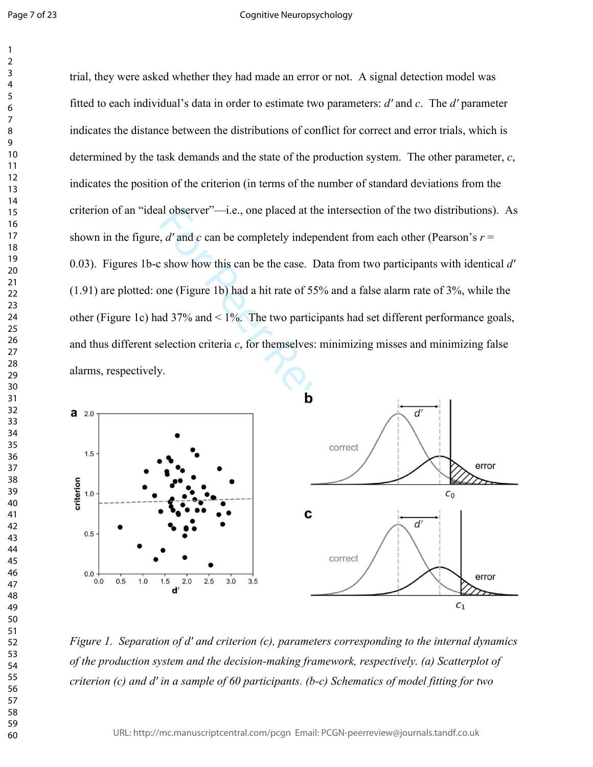trial, they were asked whether they had made an error or not. A signal detection model was fitted to each individual's data in order to estimate two parameters: *d′* and *c*. The *d′* parameter indicates the distance between the distributions of conflict for correct and error trials, which is determined by the task demands and the state of the production system. The other parameter, *c*, indicates the position of the criterion (in terms of the number of standard deviations from the criterion of an "ideal observer"—i.e., one placed at the intersection of the two distributions). As shown in the figure, *d′* and *c* can be completely independent from each other (Pearson's $r = 0.03$). Figures 1b-c show how this can be the case. Data from two participants with identical *d′* (1.91) are plotted: one (Figure 1b) had a hit rate of 55% and a false alarm rate of 3%, while the other (Figure 1c) had 37% and < 1%. The two participants had set different performance goals, and thus different selection criteria *c*, for themselves: minimizing misses and minimizing false alarms, respectively.

*Figure 1. Separation of d′ and criterion (c), parameters corresponding to the internal dynamics of the production system and the decision-making framework, respectively. (a) Scatterplot of criterion (c) and d′ in a sample of 60 participants. (b-c) Schematics of model fitting for two*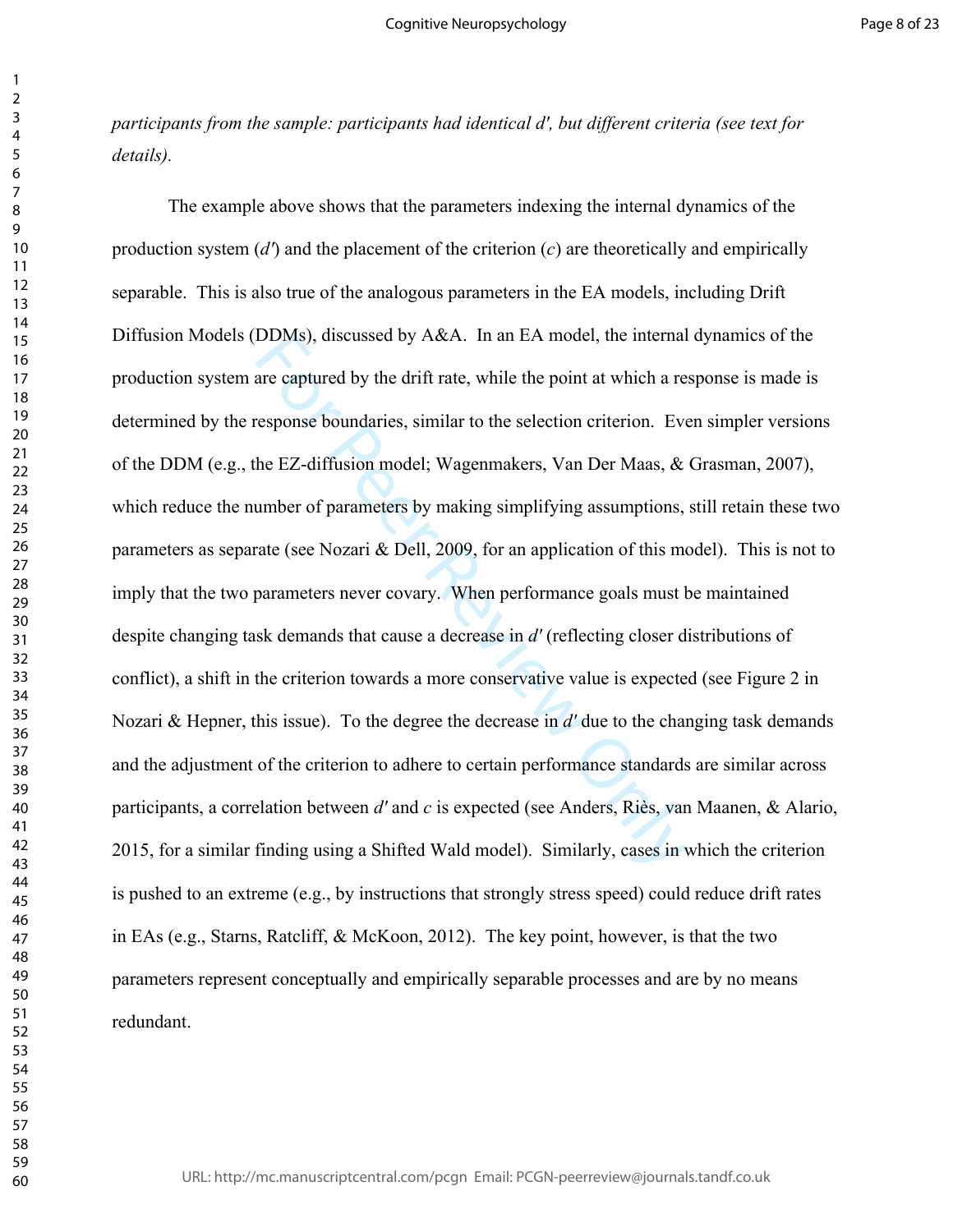*participants from the sample: participants had identical d′, but different criteria (see text for details).*

The example above shows that the parameters indexing the internal dynamics of the production system ($d'$) and the placement of the criterion ($c$) are theoretically and empirically separable. This is also true of the analogous parameters in the EA models, including Drift Diffusion Models (DDMs), discussed by A&A. In an EA model, the internal dynamics of the production system are captured by the drift rate, while the point at which a response is made is determined by the response boundaries, similar to the selection criterion. Even simpler versions of the DDM (e.g., the EZ-diffusion model; Wagenmakers, Van Der Maas, & Grasman, 2007), which reduce the number of parameters by making simplifying assumptions, still retain these two parameters as separate (see Nozari & Dell, 2009, for an application of this model). This is not to imply that the two parameters never covary. When performance goals must be maintained despite changing task demands that cause a decrease in $d'$ (reflecting closer distributions of conflict), a shift in the criterion towards a more conservative value is expected (see Figure 2 in Nozari & Hepner, this issue). To the degree the decrease in $d'$ due to the changing task demands and the adjustment of the criterion to adhere to certain performance standards are similar across participants, a correlation between $d'$ and $c$ is expected (see Anders, Riès, van Maanen, & Alario, 2015, for a similar finding using a Shifted Wald model). Similarly, cases in which the criterion is pushed to an extreme (e.g., by instructions that strongly stress speed) could reduce drift rates in EAs (e.g., Starns, Ratcliff, & McKoon, 2012). The key point, however, is that the two parameters represent conceptually and empirically separable processes and are by no means redundant.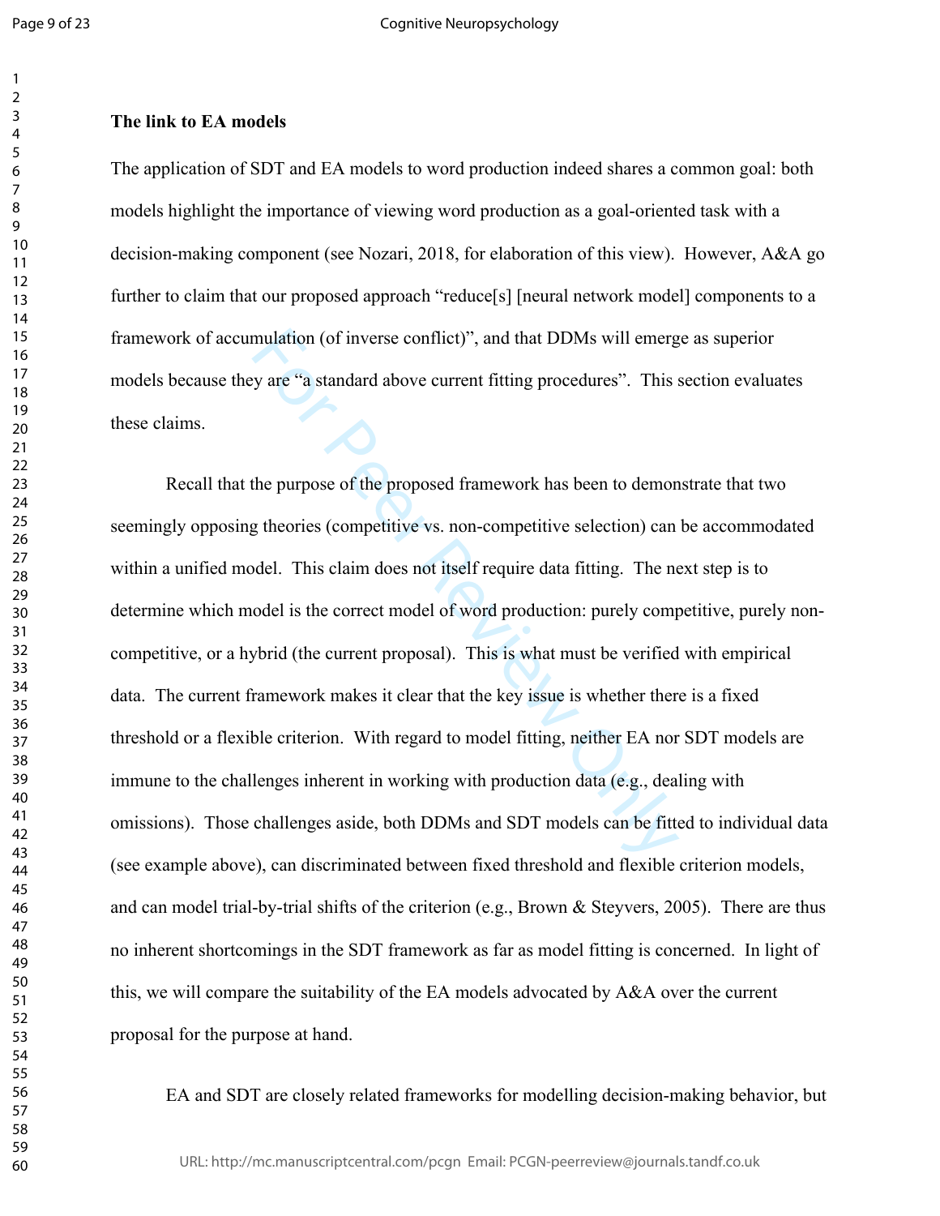### The link to EA models

The application of SDT and EA models to word production indeed shares a common goal: both models highlight the importance of viewing word production as a goal-oriented task with a decision-making component (see Nozari, 2018, for elaboration of this view). However, A&A go further to claim that our proposed approach "reduce[s] [neural network model] components to a framework of accumulation (of inverse conflict)", and that DDMs will emerge as superior models because they are "a standard above current fitting procedures". This section evaluates these claims.

Recall that the purpose of the proposed framework has been to demonstrate that two seemingly opposing theories (competitive vs. non-competitive selection) can be accommodated within a unified model. This claim does not itself require data fitting. The next step is to determine which model is the correct model of word production: purely competitive, purely non-competitive, or a hybrid (the current proposal). This is what must be verified with empirical data. The current framework makes it clear that the key issue is whether there is a fixed threshold or a flexible criterion. With regard to model fitting, neither EA nor SDT models are immune to the challenges inherent in working with production data (e.g., dealing with omissions). Those challenges aside, both DDMs and SDT models can be fitted to individual data (see example above), can discriminated between fixed threshold and flexible criterion models, and can model trial-by-trial shifts of the criterion (e.g., Brown & Steyvers, 2005). There are thus no inherent shortcomings in the SDT framework as far as model fitting is concerned. In light of this, we will compare the suitability of the EA models advocated by A&A over the current proposal for the purpose at hand.

EA and SDT are closely related frameworks for modelling decision-making behavior, but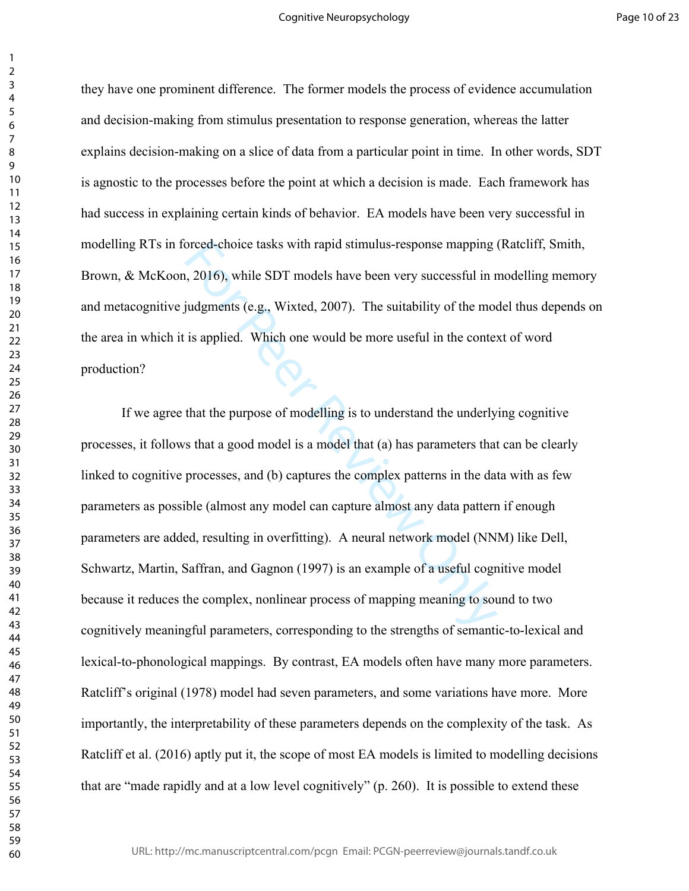they have one prominent difference. The former models the process of evidence accumulation and decision-making from stimulus presentation to response generation, whereas the latter explains decision-making on a slice of data from a particular point in time. In other words, SDT is agnostic to the processes before the point at which a decision is made. Each framework has had success in explaining certain kinds of behavior. EA models have been very successful in modelling RTs in forced-choice tasks with rapid stimulus-response mapping (Ratcliff, Smith, Brown, & McKoon, 2016), while SDT models have been very successful in modelling memory and metacognitive judgments (e.g., Wixted, 2007). The suitability of the model thus depends on the area in which it is applied. Which one would be more useful in the context of word production?

If we agree that the purpose of modelling is to understand the underlying cognitive processes, it follows that a good model is a model that (a) has parameters that can be clearly linked to cognitive processes, and (b) captures the complex patterns in the data with as few parameters as possible (almost any model can capture almost any data pattern if enough parameters are added, resulting in overfitting). A neural network model (NNM) like Dell, Schwartz, Martin, Saffran, and Gagnon (1997) is an example of a useful cognitive model because it reduces the complex, nonlinear process of mapping meaning to sound to two cognitively meaningful parameters, corresponding to the strengths of semantic-to-lexical and lexical-to-phonological mappings. By contrast, EA models often have many more parameters. Ratcliff's original (1978) model had seven parameters, and some variations have more. More importantly, the interpretability of these parameters depends on the complexity of the task. As Ratcliff et al. (2016) aptly put it, the scope of most EA models is limited to modelling decisions that are "made rapidly and at a low level cognitively" (p. 260). It is possible to extend these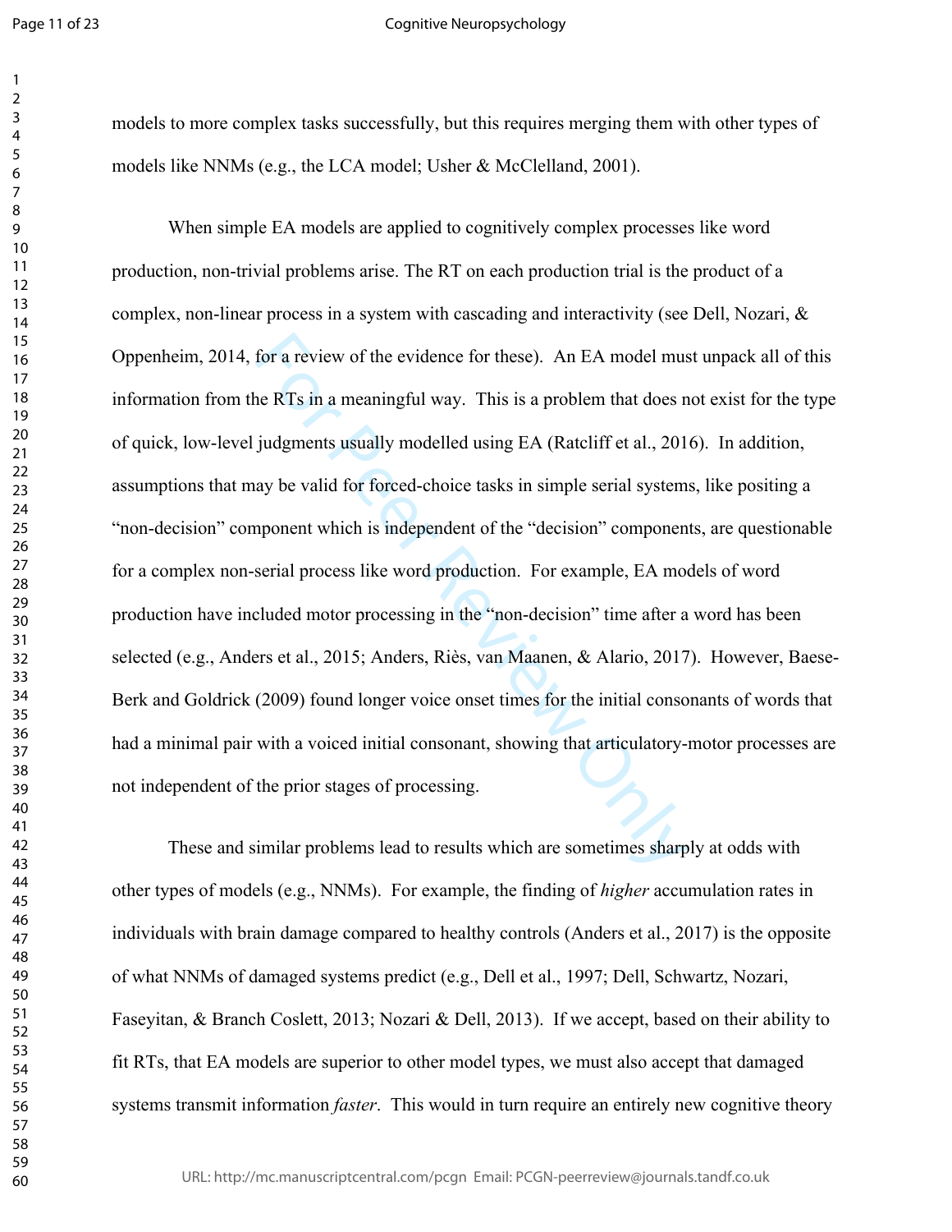models to more complex tasks successfully, but this requires merging them with other types of models like NNMs (e.g., the LCA model; Usher & McClelland, 2001).

When simple EA models are applied to cognitively complex processes like word production, non-trivial problems arise. The RT on each production trial is the product of a complex, non-linear process in a system with cascading and interactivity (see Dell, Nozari, & Oppenheim, 2014, for a review of the evidence for these). An EA model must unpack all of this information from the RTs in a meaningful way. This is a problem that does not exist for the type of quick, low-level judgments usually modelled using EA (Ratcliff et al., 2016). In addition, assumptions that may be valid for forced-choice tasks in simple serial systems, like positing a "non-decision" component which is independent of the "decision" components, are questionable for a complex non-serial process like word production. For example, EA models of word production have included motor processing in the "non-decision" time after a word has been selected (e.g., Anders et al., 2015; Anders, Riès, van Maanen, & Alario, 2017). However, Baese-Berk and Goldrick (2009) found longer voice onset times for the initial consonants of words that had a minimal pair with a voiced initial consonant, showing that articulatory-motor processes are not independent of the prior stages of processing.

These and similar problems lead to results which are sometimes sharply at odds with other types of models (e.g., NNMs). For example, the finding of *higher* accumulation rates in individuals with brain damage compared to healthy controls (Anders et al., 2017) is the opposite of what NNMs of damaged systems predict (e.g., Dell et al., 1997; Dell, Schwartz, Nozari, Faseyitan, & Branch Coslett, 2013; Nozari & Dell, 2013). If we accept, based on their ability to fit RTs, that EA models are superior to other model types, we must also accept that damaged systems transmit information *faster*. This would in turn require an entirely new cognitive theory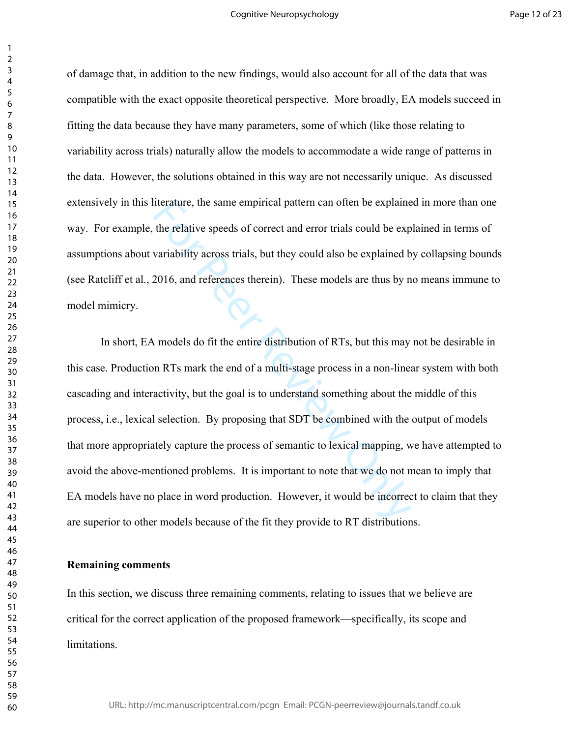of damage that, in addition to the new findings, would also account for all of the data that was compatible with the exact opposite theoretical perspective. More broadly, EA models succeed in fitting the data because they have many parameters, some of which (like those relating to variability across trials) naturally allow the models to accommodate a wide range of patterns in the data. However, the solutions obtained in this way are not necessarily unique. As discussed extensively in this literature, the same empirical pattern can often be explained in more than one way. For example, the relative speeds of correct and error trials could be explained in terms of assumptions about variability across trials, but they could also be explained by collapsing bounds (see Ratcliff et al., 2016, and references therein). These models are thus by no means immune to model mimicry.

In short, EA models do fit the entire distribution of RTs, but this may not be desirable in this case. Production RTs mark the end of a multi-stage process in a non-linear system with both cascading and interactivity, but the goal is to understand something about the middle of this process, i.e., lexical selection. By proposing that SDT be combined with the output of models that more appropriately capture the process of semantic to lexical mapping, we have attempted to avoid the above-mentioned problems. It is important to note that we do not mean to imply that EA models have no place in word production. However, it would be incorrect to claim that they are superior to other models because of the fit they provide to RT distributions.

**Remaining comments**

In this section, we discuss three remaining comments, relating to issues that we believe are critical for the correct application of the proposed framework—specifically, its scope and limitations.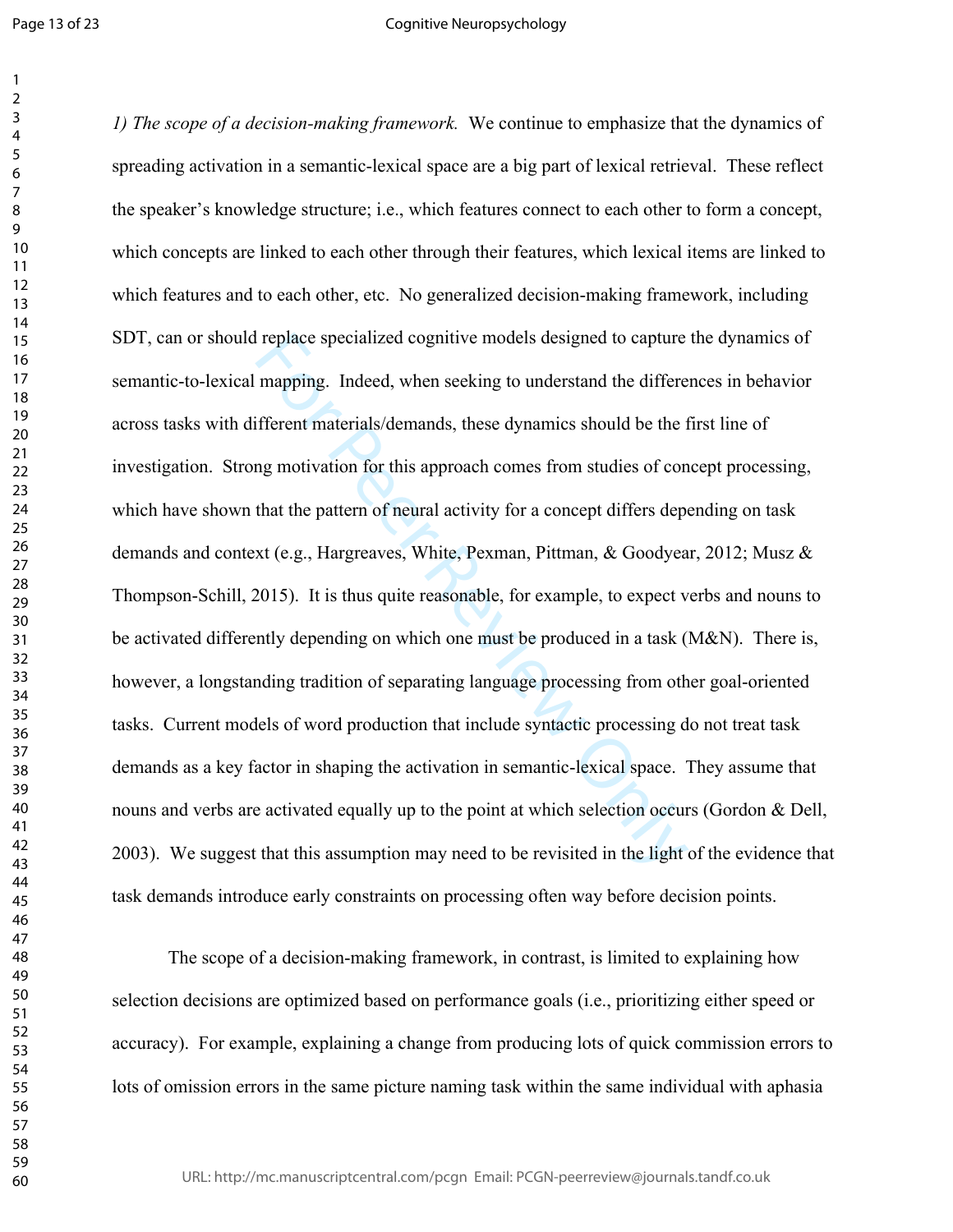*1) The scope of a decision-making framework.* We continue to emphasize that the dynamics of spreading activation in a semantic-lexical space are a big part of lexical retrieval. These reflect the speaker's knowledge structure; i.e., which features connect to each other to form a concept, which concepts are linked to each other through their features, which lexical items are linked to which features and to each other, etc. No generalized decision-making framework, including SDT, can or should replace specialized cognitive models designed to capture the dynamics of semantic-to-lexical mapping. Indeed, when seeking to understand the differences in behavior across tasks with different materials/demands, these dynamics should be the first line of investigation. Strong motivation for this approach comes from studies of concept processing, which have shown that the pattern of neural activity for a concept differs depending on task demands and context (e.g., Hargreaves, White, Pexman, Pittman, & Goodyear, 2012; Musz & Thompson-Schill, 2015). It is thus quite reasonable, for example, to expect verbs and nouns to be activated differently depending on which one must be produced in a task (M&N). There is, however, a longstanding tradition of separating language processing from other goal-oriented tasks. Current models of word production that include syntactic processing do not treat task demands as a key factor in shaping the activation in semantic-lexical space. They assume that nouns and verbs are activated equally up to the point at which selection occurs (Gordon & Dell, 2003). We suggest that this assumption may need to be revisited in the light of the evidence that task demands introduce early constraints on processing often way before decision points.

The scope of a decision-making framework, in contrast, is limited to explaining how selection decisions are optimized based on performance goals (i.e., prioritizing either speed or accuracy). For example, explaining a change from producing lots of quick commission errors to lots of omission errors in the same picture naming task within the same individual with aphasia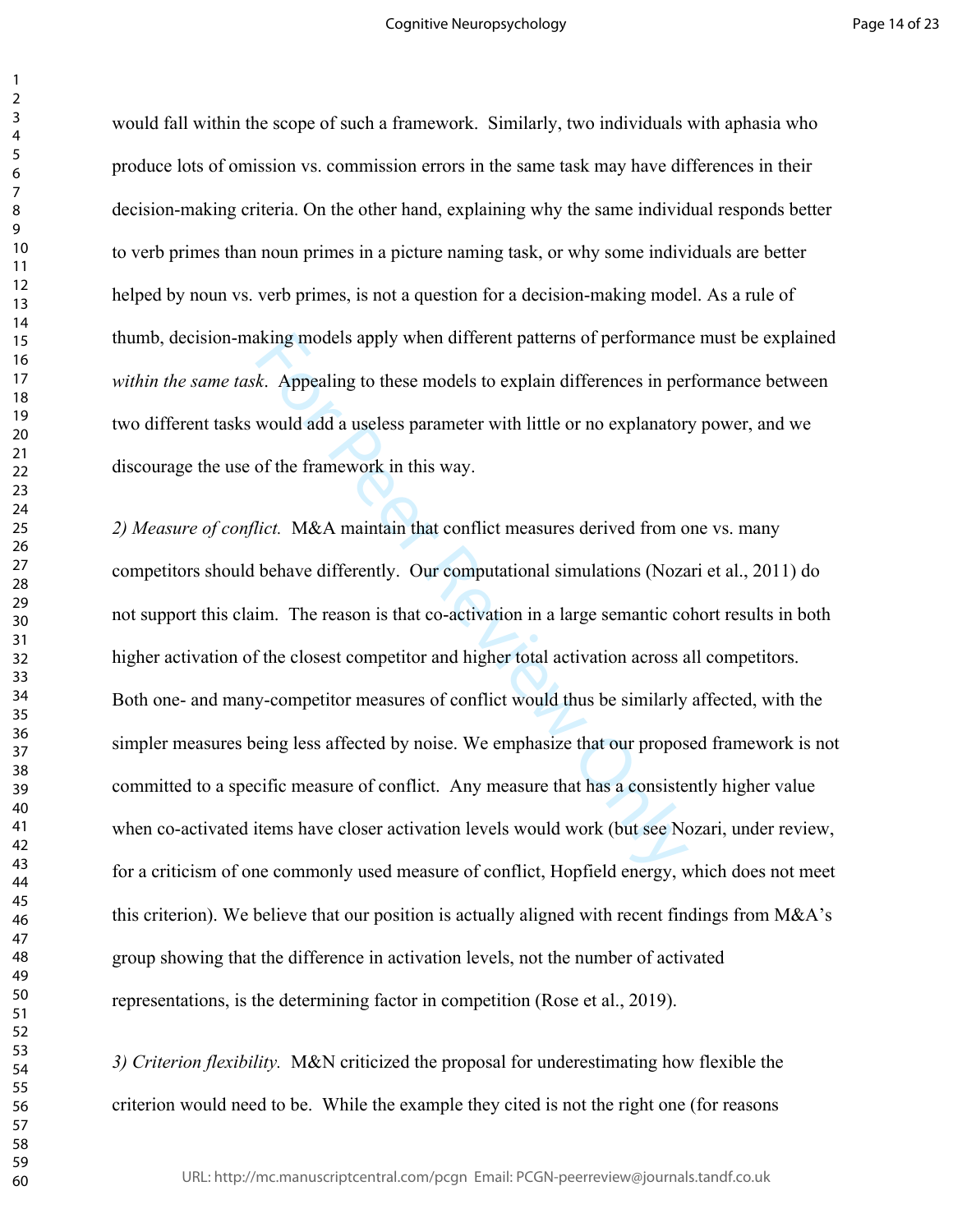would fall within the scope of such a framework. Similarly, two individuals with aphasia who produce lots of omission vs. commission errors in the same task may have differences in their decision-making criteria. On the other hand, explaining why the same individual responds better to verb primes than noun primes in a picture naming task, or why some individuals are better helped by noun vs. verb primes, is not a question for a decision-making model. As a rule of thumb, decision-making models apply when different patterns of performance must be explained *within the same task*. Appealing to these models to explain differences in performance between two different tasks would add a useless parameter with little or no explanatory power, and we discourage the use of the framework in this way.

*2) Measure of conflict.* M&A maintain that conflict measures derived from one vs. many competitors should behave differently. Our computational simulations (Nozari et al., 2011) do not support this claim. The reason is that co-activation in a large semantic cohort results in both higher activation of the closest competitor and higher total activation across all competitors. Both one- and many-competitor measures of conflict would thus be similarly affected, with the simpler measures being less affected by noise. We emphasize that our proposed framework is not committed to a specific measure of conflict. Any measure that has a consistently higher value when co-activated items have closer activation levels would work (but see Nozari, under review, for a criticism of one commonly used measure of conflict, Hopfield energy, which does not meet this criterion). We believe that our position is actually aligned with recent findings from M&A's group showing that the difference in activation levels, not the number of activated representations, is the determining factor in competition (Rose et al., 2019).

*3) Criterion flexibility.* M&N criticized the proposal for underestimating how flexible the criterion would need to be. While the example they cited is not the right one (for reasons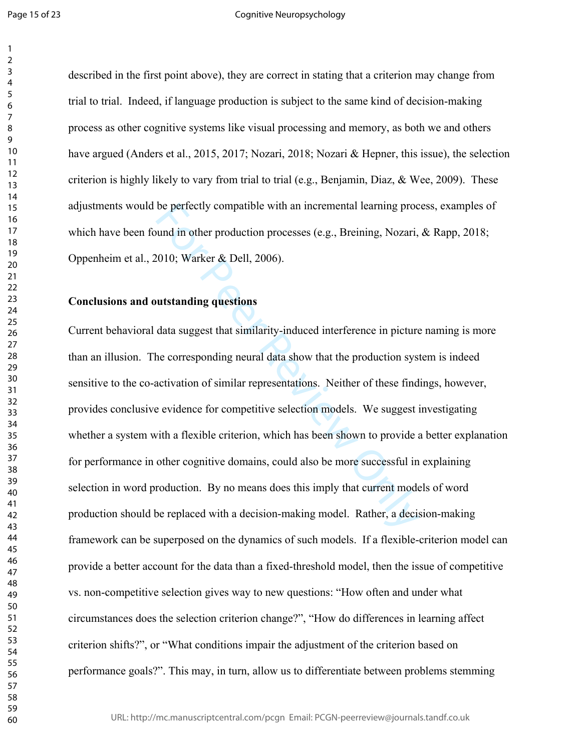described in the first point above), they are correct in stating that a criterion may change from trial to trial. Indeed, if language production is subject to the same kind of decision-making process as other cognitive systems like visual processing and memory, as both we and others have argued (Anders et al., 2015, 2017; Nozari, 2018; Nozari & Hepner, this issue), the selection criterion is highly likely to vary from trial to trial (e.g., Benjamin, Diaz, & Wee, 2009). These adjustments would be perfectly compatible with an incremental learning process, examples of which have been found in other production processes (e.g., Breining, Nozari, & Rapp, 2018; Oppenheim et al., 2010; Warker & Dell, 2006).

**Conclusions and outstanding questions**

Current behavioral data suggest that similarity-induced interference in picture naming is more than an illusion. The corresponding neural data show that the production system is indeed sensitive to the co-activation of similar representations. Neither of these findings, however, provides conclusive evidence for competitive selection models. We suggest investigating whether a system with a flexible criterion, which has been shown to provide a better explanation for performance in other cognitive domains, could also be more successful in explaining selection in word production. By no means does this imply that current models of word production should be replaced with a decision-making model. Rather, a decision-making framework can be superposed on the dynamics of such models. If a flexible-criterion model can provide a better account for the data than a fixed-threshold model, then the issue of competitive vs. non-competitive selection gives way to new questions: "How often and under what circumstances does the selection criterion change?", "How do differences in learning affect criterion shifts?", or "What conditions impair the adjustment of the criterion based on performance goals?". This may, in turn, allow us to differentiate between problems stemming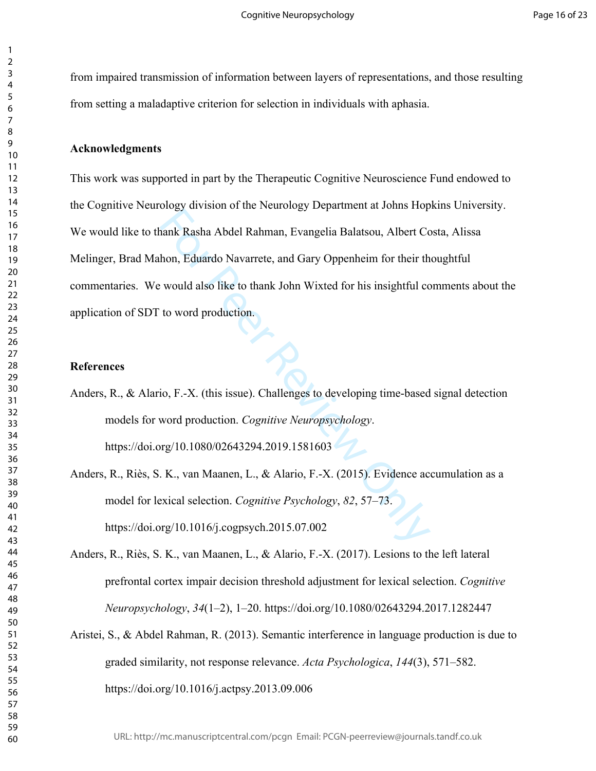from impaired transmission of information between layers of representations, and those resulting from setting a maladaptive criterion for selection in individuals with aphasia.

## Acknowledgments

This work was supported in part by the Therapeutic Cognitive Neuroscience Fund endowed to the Cognitive Neurology division of the Neurology Department at Johns Hopkins University. We would like to thank Rasha Abdel Rahman, Evangelia Balatsou, Albert Costa, Alissa Melinger, Brad Mahon, Eduardo Navarrete, and Gary Oppenheim for their thoughtful commentaries. We would also like to thank John Wixted for his insightful comments about the application of SDT to word production.

## References

Anders, R., & Alario, F.-X. (this issue). Challenges to developing time-based signal detection models for word production. *Cognitive Neuropsychology*. https://doi.org/10.1080/02643294.2019.1581603

Anders, R., Riès, S. K., van Maanen, L., & Alario, F.-X. (2015). Evidence accumulation as a model for lexical selection. *Cognitive Psychology*, *82*, 57–73. https://doi.org/10.1016/j.cogpsych.2015.07.002

Anders, R., Riès, S. K., van Maanen, L., & Alario, F.-X. (2017). Lesions to the left lateral prefrontal cortex impair decision threshold adjustment for lexical selection. *Cognitive Neuropsychology*, *34*(1–2), 1–20. https://doi.org/10.1080/02643294.2017.1282447

Aristei, S., & Abdel Rahman, R. (2013). Semantic interference in language production is due to graded similarity, not response relevance. *Acta Psychologica*, *144*(3), 571–582. https://doi.org/10.1016/j.actpsy.2013.09.006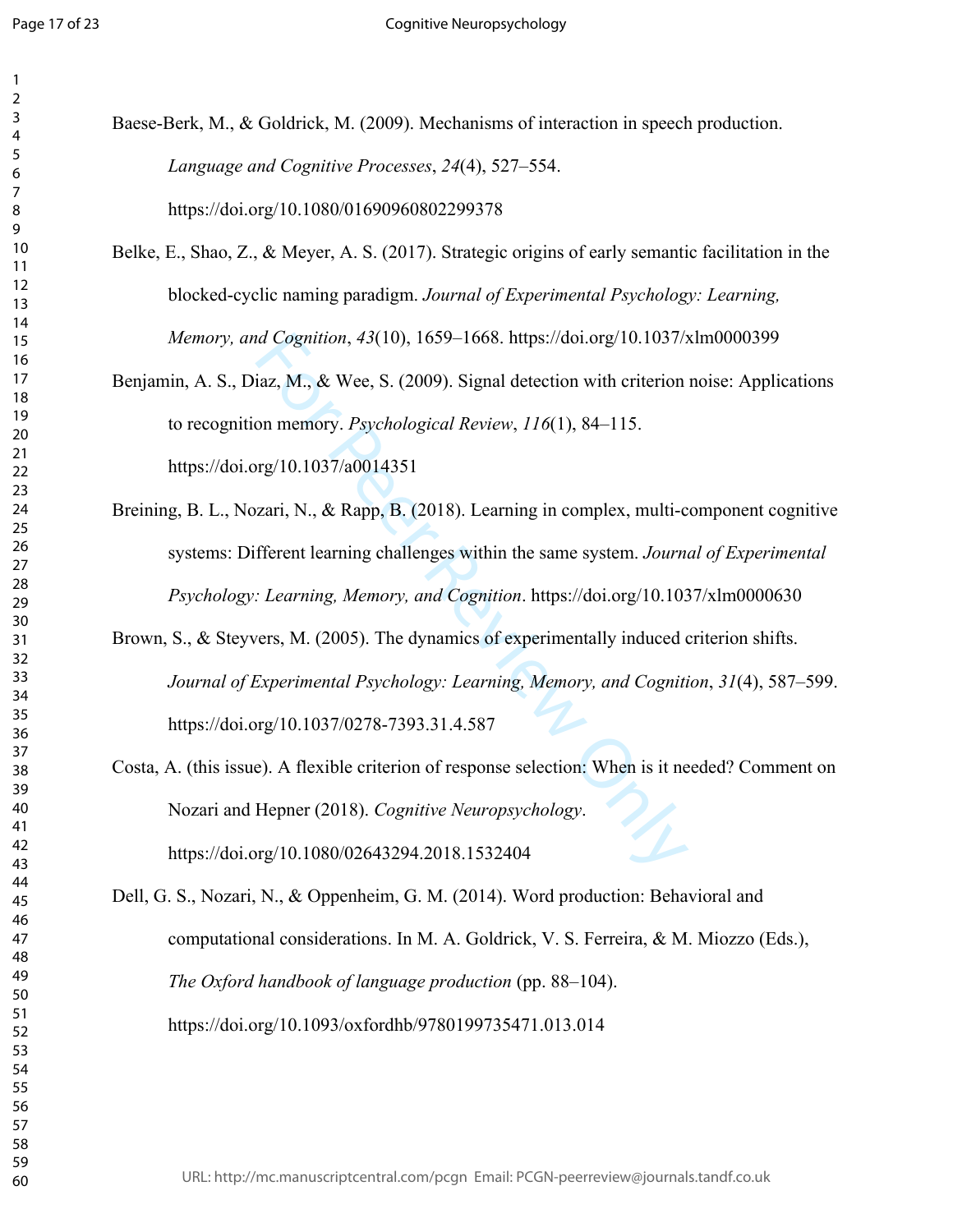Baese-Berk, M., & Goldrick, M. (2009). Mechanisms of interaction in speech production. *Language and Cognitive Processes*, *24*(4), 527–554. https://doi.org/10.1080/01690960802299378

Belke, E., Shao, Z., & Meyer, A. S. (2017). Strategic origins of early semantic facilitation in the blocked-cyclic naming paradigm. *Journal of Experimental Psychology: Learning, Memory, and Cognition*, *43*(10), 1659–1668. https://doi.org/10.1037/xlm0000399

Benjamin, A. S., Diaz, M., & Wee, S. (2009). Signal detection with criterion noise: Applications to recognition memory. *Psychological Review*, *116*(1), 84–115. https://doi.org/10.1037/a0014351

Breining, B. L., Nozari, N., & Rapp, B. (2018). Learning in complex, multi-component cognitive systems: Different learning challenges within the same system. *Journal of Experimental Psychology: Learning, Memory, and Cognition*. https://doi.org/10.1037/xlm0000630

Brown, S., & Steyvers, M. (2005). The dynamics of experimentally induced criterion shifts. *Journal of Experimental Psychology: Learning, Memory, and Cognition*, *31*(4), 587–599. https://doi.org/10.1037/0278-7393.31.4.587

Costa, A. (this issue). A flexible criterion of response selection: When is it needed? Comment on Nozari and Hepner (2018). *Cognitive Neuropsychology*. https://doi.org/10.1080/02643294.2018.1532404

Dell, G. S., Nozari, N., & Oppenheim, G. M. (2014). Word production: Behavioral and computational considerations. In M. A. Goldrick, V. S. Ferreira, & M. Miozzo (Eds.), *The Oxford handbook of language production* (pp. 88–104). https://doi.org/10.1093/oxfordhb/9780199735471.013.014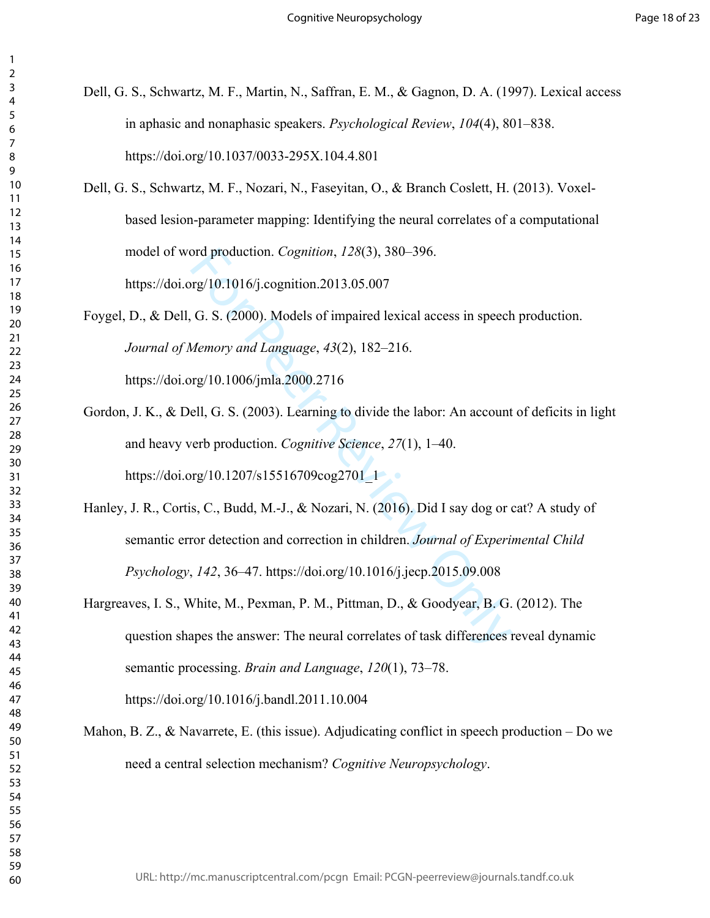Dell, G. S., Schwartz, M. F., Martin, N., Saffran, E. M., & Gagnon, D. A. (1997). Lexical access in aphasic and nonaphasic speakers. *Psychological Review*, *104*(4), 801–838. https://doi.org/10.1037/0033-295X.104.4.801

Dell, G. S., Schwartz, M. F., Nozari, N., Faseyitan, O., & Branch Coslett, H. (2013). Voxel-based lesion-parameter mapping: Identifying the neural correlates of a computational model of word production. *Cognition*, *128*(3), 380–396. https://doi.org/10.1016/j.cognition.2013.05.007

Foygel, D., & Dell, G. S. (2000). Models of impaired lexical access in speech production. *Journal of Memory and Language*, *43*(2), 182–216. https://doi.org/10.1006/jmla.2000.2716

Gordon, J. K., & Dell, G. S. (2003). Learning to divide the labor: An account of deficits in light and heavy verb production. *Cognitive Science*, *27*(1), 1–40. https://doi.org/10.1207/s15516709cog2701_1

Hanley, J. R., Cortis, C., Budd, M.-J., & Nozari, N. (2016). Did I say dog or cat? A study of semantic error detection and correction in children. *Journal of Experimental Child Psychology*, *142*, 36–47. https://doi.org/10.1016/j.jecp.2015.09.008

Hargreaves, I. S., White, M., Pexman, P. M., Pittman, D., & Goodyear, B. G. (2012). The question shapes the answer: The neural correlates of task differences reveal dynamic semantic processing. *Brain and Language*, *120*(1), 73–78. https://doi.org/10.1016/j.bandl.2011.10.004

Mahon, B. Z., & Navarrete, E. (this issue). Adjudicating conflict in speech production – Do we need a central selection mechanism? *Cognitive Neuropsychology*.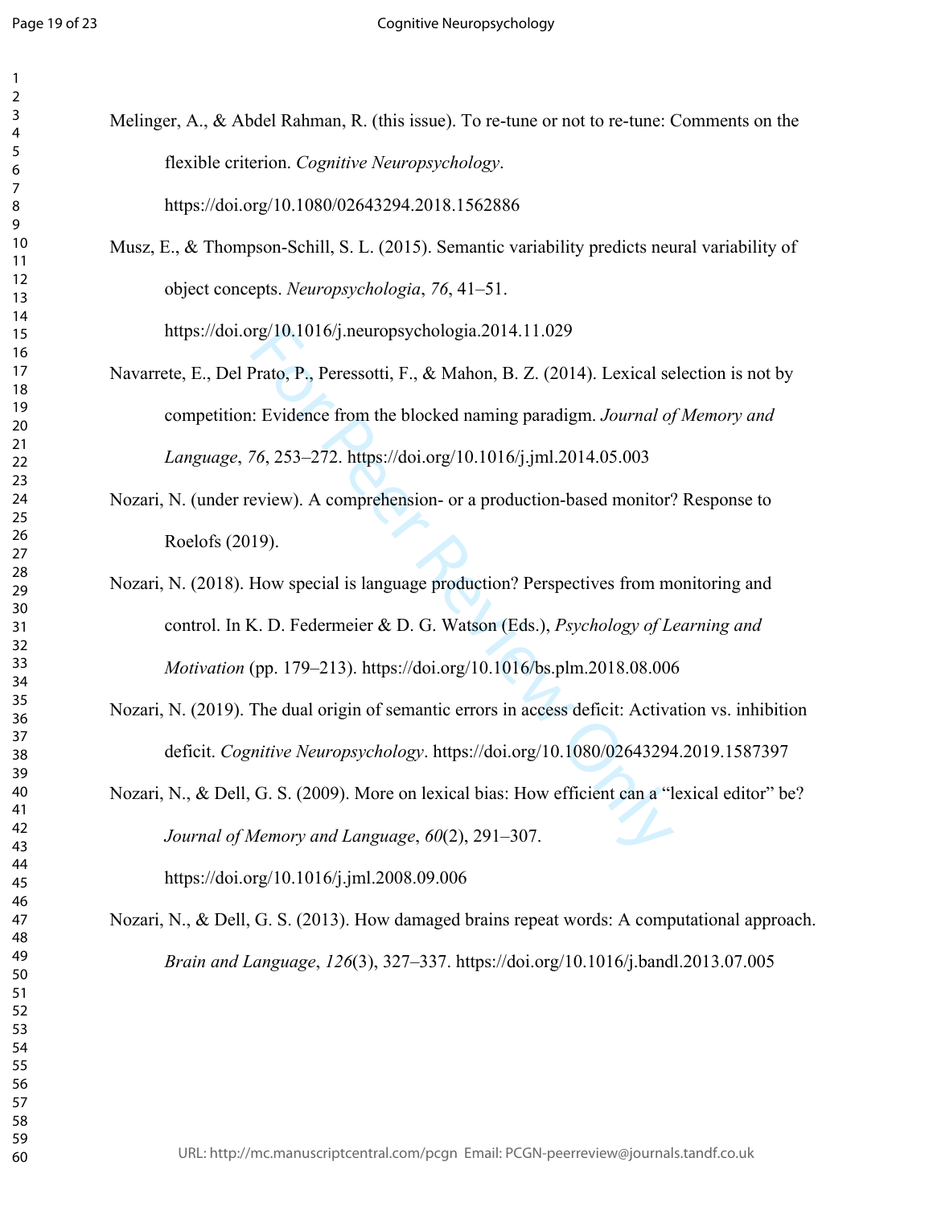Melinger, A., & Abdel Rahman, R. (this issue). To re-tune or not to re-tune: Comments on the flexible criterion. *Cognitive Neuropsychology*. https://doi.org/10.1080/02643294.2018.1562886

Musz, E., & Thompson-Schill, S. L. (2015). Semantic variability predicts neural variability of object concepts. *Neuropsychologia*, *76*, 41–51. https://doi.org/10.1016/j.neuropsychologia.2014.11.029

Navarrete, E., Del Prato, P., Peressotti, F., & Mahon, B. Z. (2014). Lexical selection is not by competition: Evidence from the blocked naming paradigm. *Journal of Memory and Language*, *76*, 253–272. https://doi.org/10.1016/j.jml.2014.05.003

Nozari, N. (under review). A comprehension- or a production-based monitor? Response to Roelofs (2019).

Nozari, N. (2018). How special is language production? Perspectives from monitoring and control. In K. D. Federmeier & D. G. Watson (Eds.), *Psychology of Learning and Motivation* (pp. 179–213). https://doi.org/10.1016/bs.plm.2018.08.006

Nozari, N. (2019). The dual origin of semantic errors in access deficit: Activation vs. inhibition deficit. *Cognitive Neuropsychology*. https://doi.org/10.1080/02643294.2019.1587397

Nozari, N., & Dell, G. S. (2009). More on lexical bias: How efficient can a "lexical editor" be? *Journal of Memory and Language*, *60*(2), 291–307. https://doi.org/10.1016/j.jml.2008.09.006

Nozari, N., & Dell, G. S. (2013). How damaged brains repeat words: A computational approach. *Brain and Language*, *126*(3), 327–337. https://doi.org/10.1016/j.bandl.2013.07.005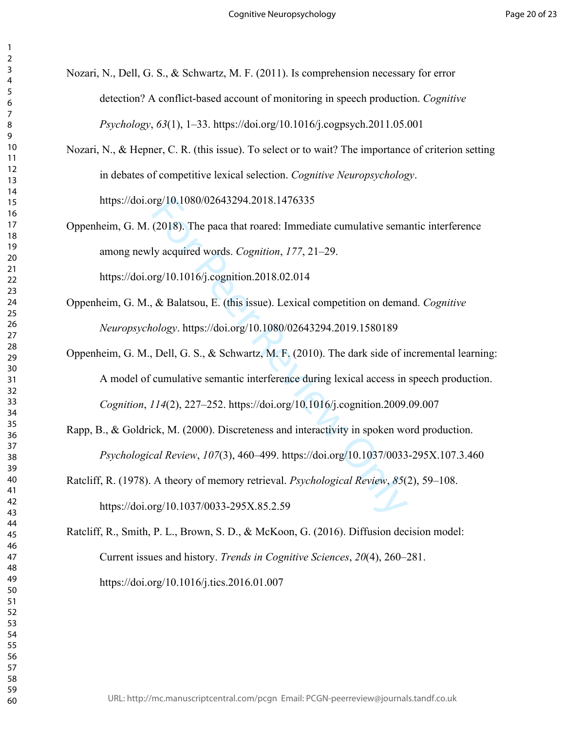Nozari, N., Dell, G. S., & Schwartz, M. F. (2011). Is comprehension necessary for error detection? A conflict-based account of monitoring in speech production. *Cognitive Psychology*, *63*(1), 1–33. https://doi.org/10.1016/j.cogpsych.2011.05.001

Nozari, N., & Hepner, C. R. (this issue). To select or to wait? The importance of criterion setting in debates of competitive lexical selection. *Cognitive Neuropsychology*. https://doi.org/10.1080/02643294.2018.1476335

Oppenheim, G. M. (2018). The paca that roared: Immediate cumulative semantic interference among newly acquired words. *Cognition*, *177*, 21–29. https://doi.org/10.1016/j.cognition.2018.02.014

Oppenheim, G. M., & Balatsou, E. (this issue). Lexical competition on demand. *Cognitive Neuropsychology*. https://doi.org/10.1080/02643294.2019.1580189

Oppenheim, G. M., Dell, G. S., & Schwartz, M. F. (2010). The dark side of incremental learning: A model of cumulative semantic interference during lexical access in speech production. *Cognition*, *114*(2), 227–252. https://doi.org/10.1016/j.cognition.2009.09.007

Rapp, B., & Goldrick, M. (2000). Discreteness and interactivity in spoken word production. *Psychological Review*, *107*(3), 460–499. https://doi.org/10.1037/0033-295X.107.3.460

Ratcliff, R. (1978). A theory of memory retrieval. *Psychological Review*, *85*(2), 59–108. https://doi.org/10.1037/0033-295X.85.2.59

Ratcliff, R., Smith, P. L., Brown, S. D., & McKoon, G. (2016). Diffusion decision model: Current issues and history. *Trends in Cognitive Sciences*, *20*(4), 260–281. https://doi.org/10.1016/j.tics.2016.01.007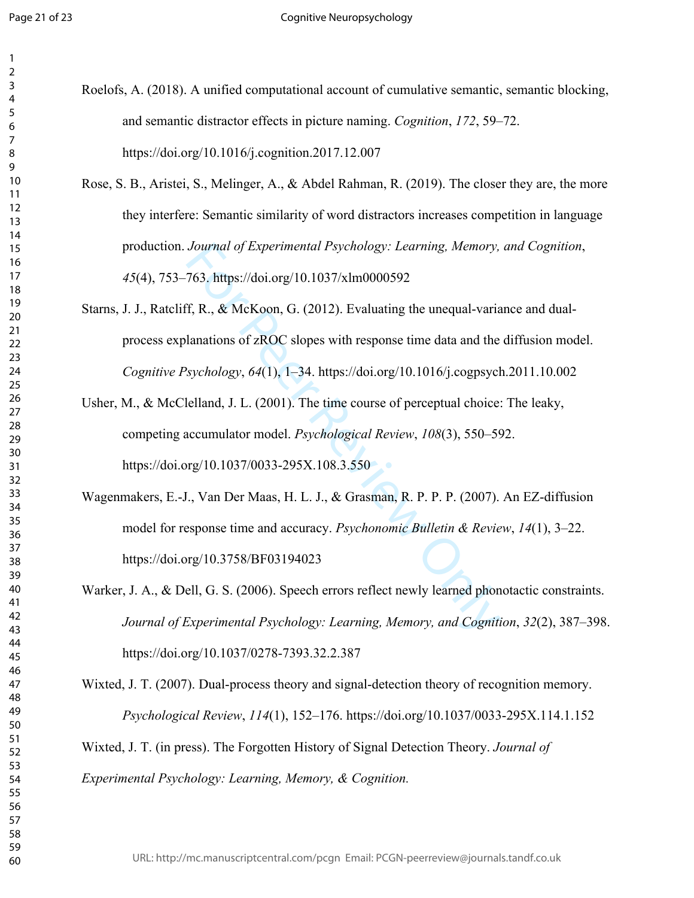Roelofs, A. (2018). A unified computational account of cumulative semantic, semantic blocking, and semantic distractor effects in picture naming. *Cognition*, *172*, 59–72. https://doi.org/10.1016/j.cognition.2017.12.007

Rose, S. B., Aristei, S., Melinger, A., & Abdel Rahman, R. (2019). The closer they are, the more they interfere: Semantic similarity of word distractors increases competition in language production. *Journal of Experimental Psychology: Learning, Memory, and Cognition*, *45*(4), 753–763. https://doi.org/10.1037/xlm0000592

Starns, J. J., Ratcliff, R., & McKoon, G. (2012). Evaluating the unequal-variance and dual-process explanations of zROC slopes with response time data and the diffusion model. *Cognitive Psychology*, *64*(1), 1–34. https://doi.org/10.1016/j.cogpsych.2011.10.002

Usher, M., & McClelland, J. L. (2001). The time course of perceptual choice: The leaky, competing accumulator model. *Psychological Review*, *108*(3), 550–592. https://doi.org/10.1037/0033-295X.108.3.550

Wagenmakers, E.-J., Van Der Maas, H. L. J., & Grasman, R. P. P. P. (2007). An EZ-diffusion model for response time and accuracy. *Psychonomic Bulletin & Review*, *14*(1), 3–22. https://doi.org/10.3758/BF03194023

Warker, J. A., & Dell, G. S. (2006). Speech errors reflect newly learned phonotactic constraints. *Journal of Experimental Psychology: Learning, Memory, and Cognition*, *32*(2), 387–398. https://doi.org/10.1037/0278-7393.32.2.387

Wixted, J. T. (2007). Dual-process theory and signal-detection theory of recognition memory. *Psychological Review*, *114*(1), 152–176. https://doi.org/10.1037/0033-295X.114.1.152

Wixted, J. T. (in press). The Forgotten History of Signal Detection Theory. *Journal of Experimental Psychology: Learning, Memory, & Cognition.*